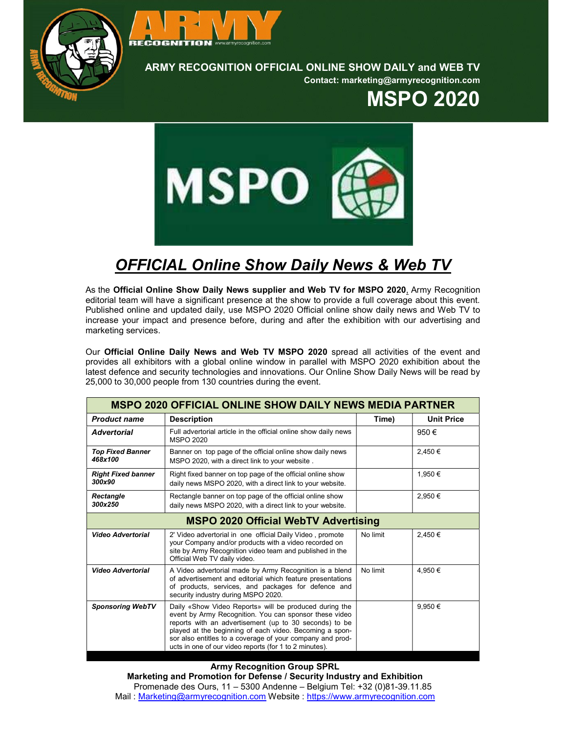# ARMY RECOGNITION OFFICIAL ONLINE SHOW DAILY and WEB TV

**Contact: marketing@armyrecognition.com**

# MSPO 2020

## *OFFICIAL Online Show Daily News & Web TV*

As the **Official Online Show Daily News supplier and Web TV for MSPO 2020**, Army Recognition editorial team will have a significant presence at the show to provide a full coverage about this event. Published online and updated daily, use MSPO 2020 Official online show daily news and Web TV to increase your impact and presence before, during and after the exhibition with our advertising and marketing services.

Our **Official Online Daily News and Web TV MSPO 2020** spread all activities of the event and provides all exhibitors with a global online window in parallel with MSPO 2020 exhibition about the latest defence and security technologies and innovations. Our Online Show Daily News will be read by 25,000 to 30,000 people from 130 countries during the event.

| MSPO 2020 OFFICIAL ONLINE SHOW DAILY NEWS MEDIA PARTNER | | | |
|---|---|---|---|
| ***Product name*** | **Description** | **Time)** | **Unit Price** |
| ***Advertorial*** | Full advertorial article in the official online show daily news MSPO 2020 | | 950 € |
| ***Top Fixed Banner 468x100*** | Banner on top page of the official online show daily news MSPO 2020, with a direct link to your website . | | 2,450 € |
| ***Right Fixed banner 300x90*** | Right fixed banner on top page of the official online show daily news MSPO 2020, with a direct link to your website. | | 1,950 € |
| ***Rectangle 300x250*** | Rectangle banner on top page of the official online show daily news MSPO 2020, with a direct link to your website. | | 2,950 € |
| **MSPO 2020 Official WebTV Advertising** | | | |
| ***Video Advertorial*** | 2' Video advertorial in one official Daily Video , promote your Company and/or products with a video recorded on site by Army Recognition video team and published in the Official Web TV daily video. | No limit | 2,450 € |
| ***Video Advertorial*** | A Video advertorial made by Army Recognition is a blend of advertisement and editorial which feature presentations of products, services, and packages for defence and security industry during MSPO 2020. | No limit | 4,950 € |
| ***Sponsoring WebTV*** | Daily «Show Video Reports» will be produced during the event by Army Recognition. You can sponsor these video reports with an advertisement (up to 30 seconds) to be played at the beginning of each video. Becoming a sponsor also entitles to a coverage of your company and products in one of our video reports (for 1 to 2 minutes). | | 9,950 € |

**Army Recognition Group SPRL**
**Marketing and Promotion for Defense / Security Industry and Exhibition**
Promenade des Ours, 11 – 5300 Andenne – Belgium Tel: +32 (0)81-39.11.85
Mail : Marketing@armyrecognition.com Website : https://www.armyrecognition.com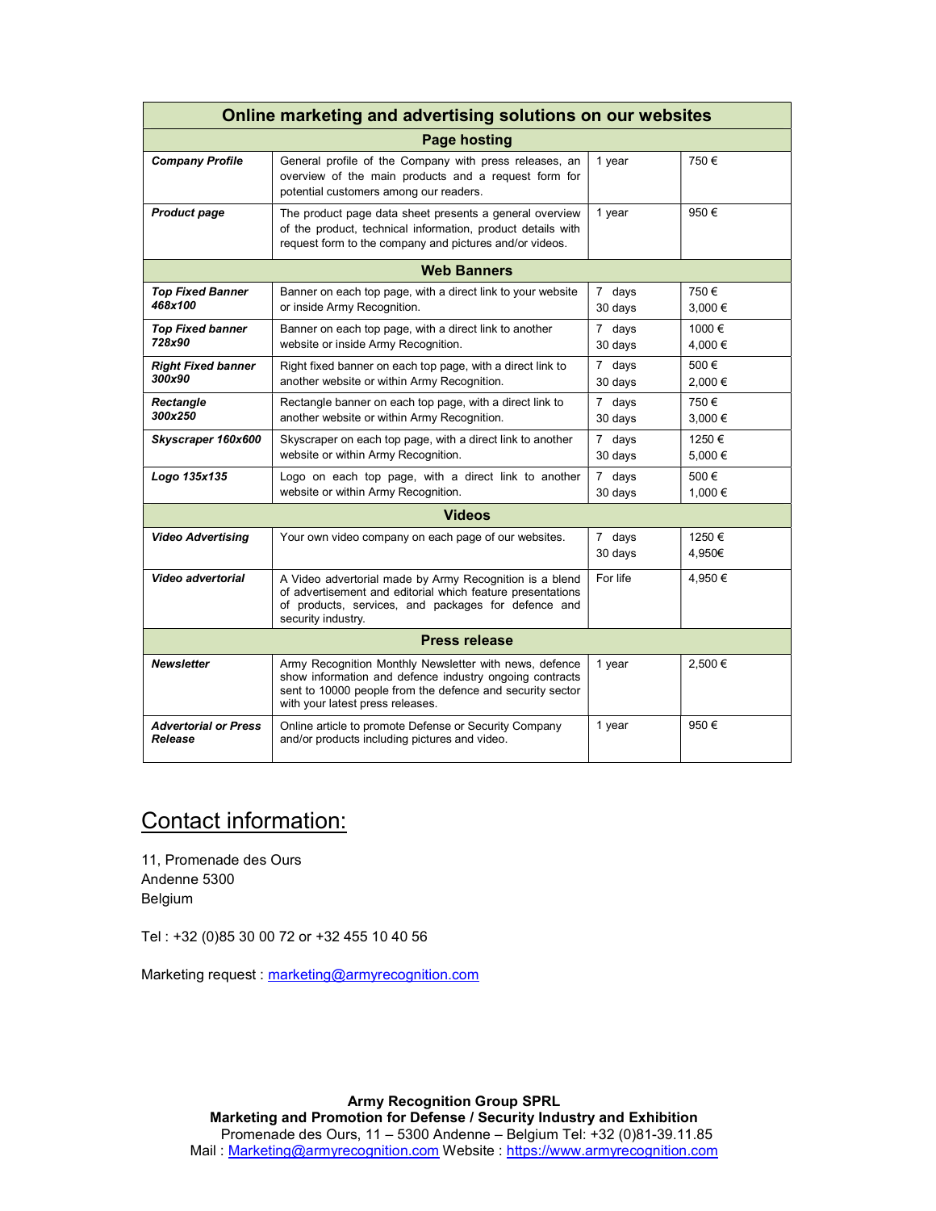| Online marketing and advertising solutions on our websites | | | |
|---|---|---|---|
| **Page hosting** | | | |
| ***Company Profile*** | General profile of the Company with press releases, an overview of the main products and a request form for potential customers among our readers. | 1 year | 750 € |
| ***Product page*** | The product page data sheet presents a general overview of the product, technical information, product details with request form to the company and pictures and/or videos. | 1 year | 950 € |
| **Web Banners** | | | |
| ***Top Fixed Banner 468x100*** | Banner on each top page, with a direct link to your website or inside Army Recognition. | 7 days<br>30 days | 750 €<br>3,000 € |
| ***Top Fixed banner 728x90*** | Banner on each top page, with a direct link to another website or inside Army Recognition. | 7 days<br>30 days | 1000 €<br>4,000 € |
| ***Right Fixed banner 300x90*** | Right fixed banner on each top page, with a direct link to another website or within Army Recognition. | 7 days<br>30 days | 500 €<br>2,000 € |
| ***Rectangle 300x250*** | Rectangle banner on each top page, with a direct link to another website or within Army Recognition. | 7 days<br>30 days | 750 €<br>3,000 € |
| ***Skyscraper 160x600*** | Skyscraper on each top page, with a direct link to another website or within Army Recognition. | 7 days<br>30 days | 1250 €<br>5,000 € |
| ***Logo 135x135*** | Logo on each top page, with a direct link to another website or within Army Recognition. | 7 days<br>30 days | 500 €<br>1,000 € |
| **Videos** | | | |
| ***Video Advertising*** | Your own video company on each page of our websites. | 7 days<br>30 days | 1250 €<br>4,950€ |
| ***Video advertorial*** | A Video advertorial made by Army Recognition is a blend of advertisement and editorial which feature presentations of products, services, and packages for defence and security industry. | For life | 4,950 € |
| **Press release** | | | |
| ***Newsletter*** | Army Recognition Monthly Newsletter with news, defence show information and defence industry ongoing contracts sent to 10000 people from the defence and security sector with your latest press releases. | 1 year | 2,500 € |
| ***Advertorial or Press Release*** | Online article to promote Defense or Security Company and/or products including pictures and video. | 1 year | 950 € |

## Contact information:

11, Promenade des Ours
Andenne 5300
Belgium

Tel : +32 (0)85 30 00 72 or +32 455 10 40 56

Marketing request : marketing@armyrecognition.com

**Army Recognition Group SPRL**
**Marketing and Promotion for Defense / Security Industry and Exhibition**
Promenade des Ours, 11 – 5300 Andenne – Belgium Tel: +32 (0)81-39.11.85
Mail : Marketing@armyrecognition.com Website : https://www.armyrecognition.com